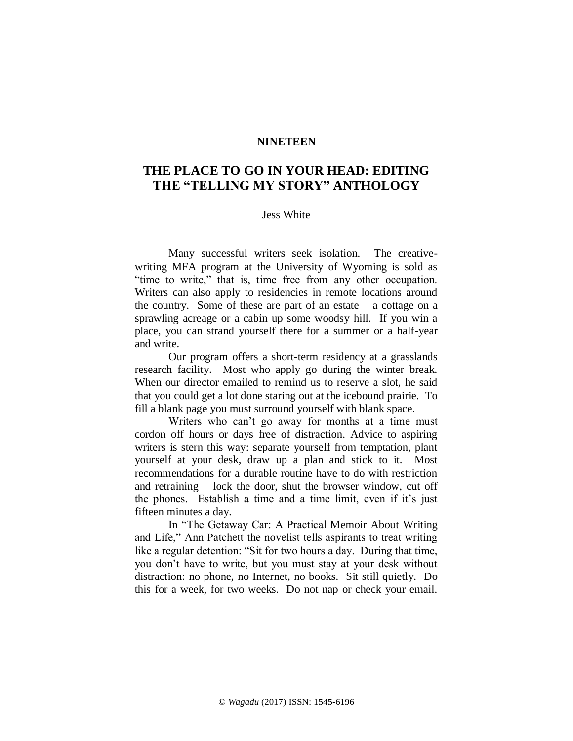**NINETEEN**

# THE PLACE TO GO IN YOUR HEAD: EDITING THE "TELLING MY STORY" ANTHOLOGY

Jess White

Many successful writers seek isolation. The creative-writing MFA program at the University of Wyoming is sold as "time to write," that is, time free from any other occupation. Writers can also apply to residencies in remote locations around the country. Some of these are part of an estate – a cottage on a sprawling acreage or a cabin up some woodsy hill. If you win a place, you can strand yourself there for a summer or a half-year and write.

Our program offers a short-term residency at a grasslands research facility. Most who apply go during the winter break. When our director emailed to remind us to reserve a slot, he said that you could get a lot done staring out at the icebound prairie. To fill a blank page you must surround yourself with blank space.

Writers who can't go away for months at a time must cordon off hours or days free of distraction. Advice to aspiring writers is stern this way: separate yourself from temptation, plant yourself at your desk, draw up a plan and stick to it. Most recommendations for a durable routine have to do with restriction and retraining – lock the door, shut the browser window, cut off the phones. Establish a time and a time limit, even if it's just fifteen minutes a day.

In "The Getaway Car: A Practical Memoir About Writing and Life," Ann Patchett the novelist tells aspirants to treat writing like a regular detention: "Sit for two hours a day. During that time, you don't have to write, but you must stay at your desk without distraction: no phone, no Internet, no books. Sit still quietly. Do this for a week, for two weeks. Do not nap or check your email.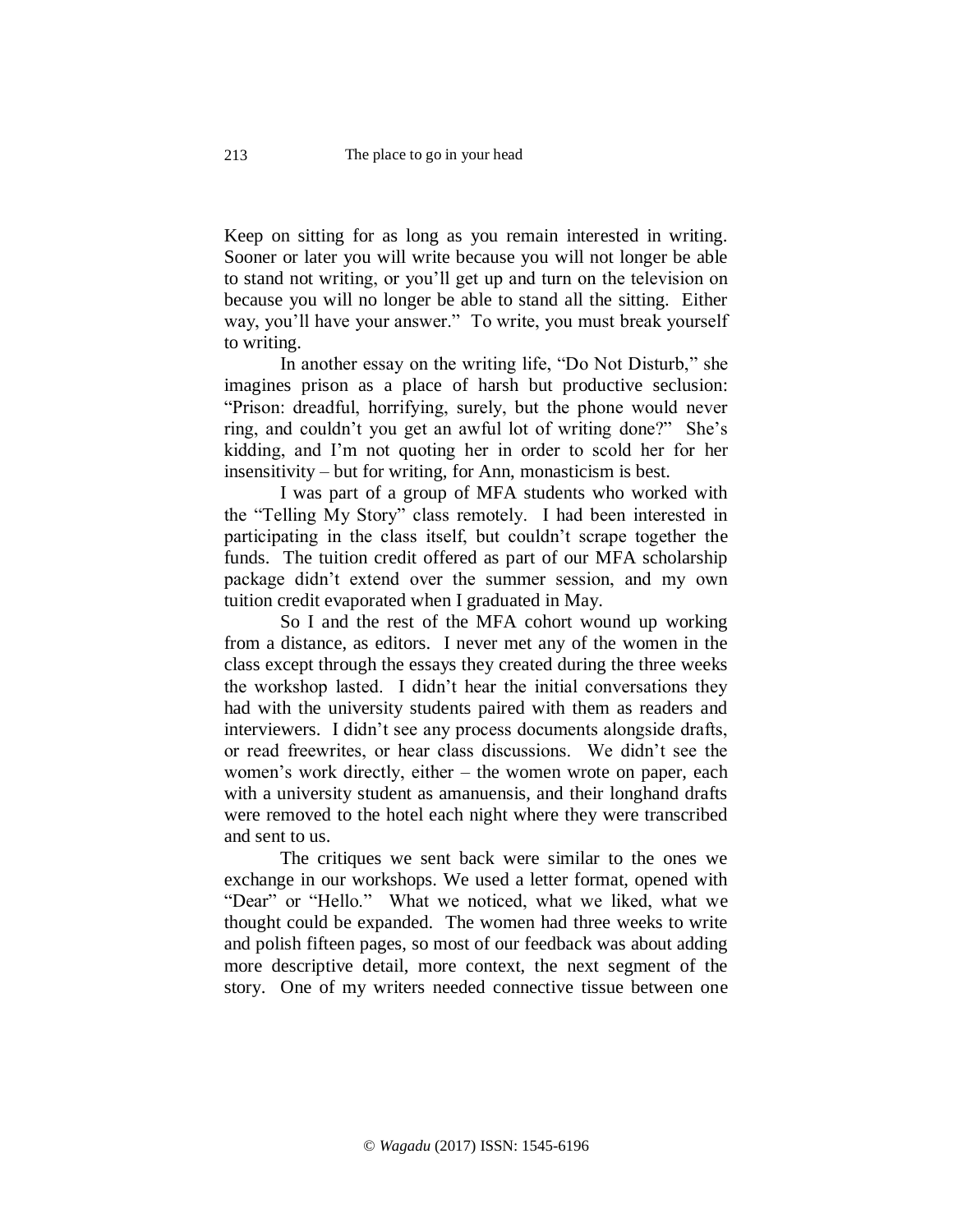Keep on sitting for as long as you remain interested in writing. Sooner or later you will write because you will not longer be able to stand not writing, or you'll get up and turn on the television on because you will no longer be able to stand all the sitting. Either way, you'll have your answer." To write, you must break yourself to writing.

In another essay on the writing life, "Do Not Disturb," she imagines prison as a place of harsh but productive seclusion: "Prison: dreadful, horrifying, surely, but the phone would never ring, and couldn't you get an awful lot of writing done?" She's kidding, and I'm not quoting her in order to scold her for her insensitivity – but for writing, for Ann, monasticism is best.

I was part of a group of MFA students who worked with the "Telling My Story" class remotely. I had been interested in participating in the class itself, but couldn't scrape together the funds. The tuition credit offered as part of our MFA scholarship package didn't extend over the summer session, and my own tuition credit evaporated when I graduated in May.

So I and the rest of the MFA cohort wound up working from a distance, as editors. I never met any of the women in the class except through the essays they created during the three weeks the workshop lasted. I didn't hear the initial conversations they had with the university students paired with them as readers and interviewers. I didn't see any process documents alongside drafts, or read freewrites, or hear class discussions. We didn't see the women's work directly, either – the women wrote on paper, each with a university student as amanuensis, and their longhand drafts were removed to the hotel each night where they were transcribed and sent to us.

The critiques we sent back were similar to the ones we exchange in our workshops. We used a letter format, opened with "Dear" or "Hello." What we noticed, what we liked, what we thought could be expanded. The women had three weeks to write and polish fifteen pages, so most of our feedback was about adding more descriptive detail, more context, the next segment of the story. One of my writers needed connective tissue between one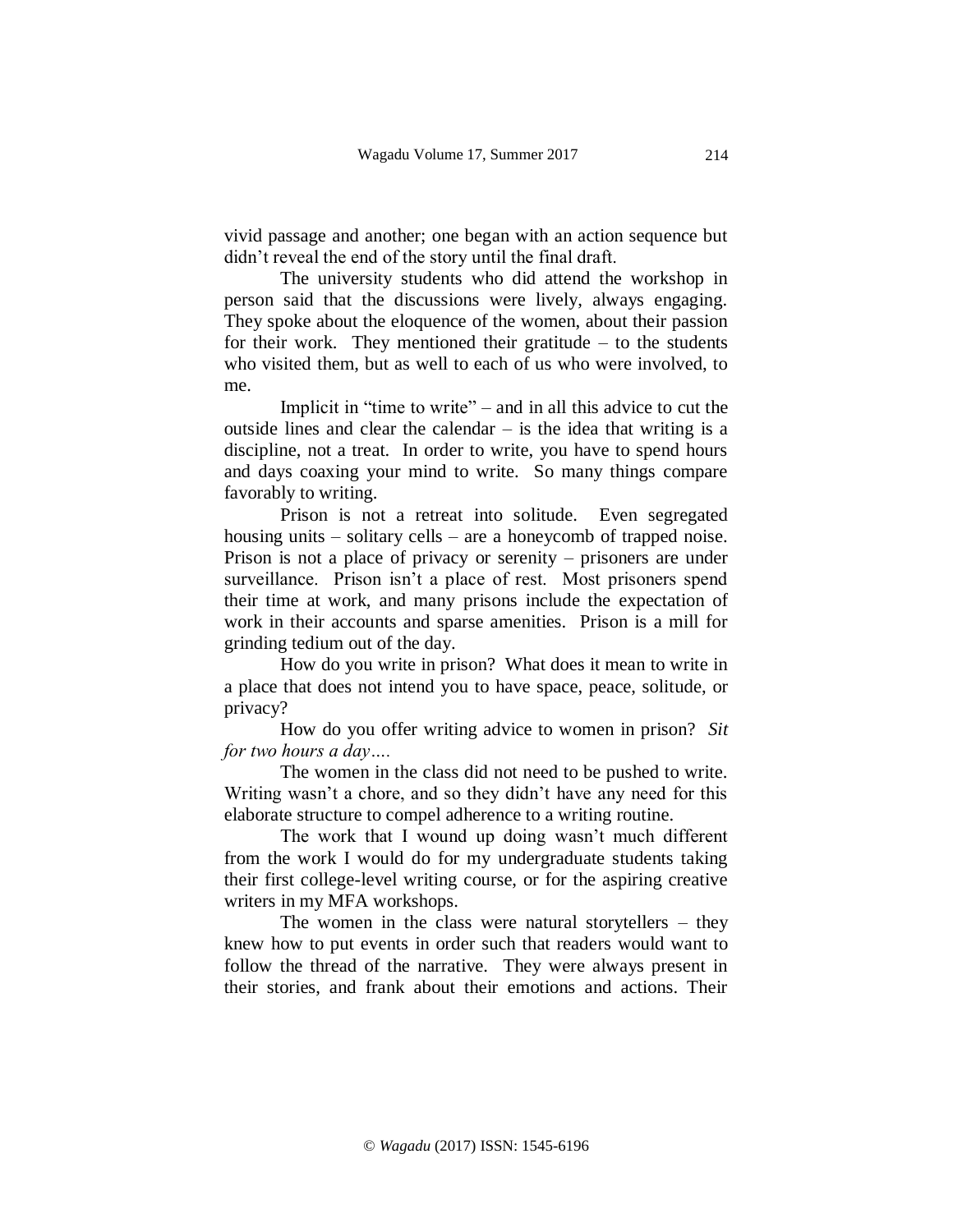vivid passage and another; one began with an action sequence but didn't reveal the end of the story until the final draft.

The university students who did attend the workshop in person said that the discussions were lively, always engaging. They spoke about the eloquence of the women, about their passion for their work. They mentioned their gratitude – to the students who visited them, but as well to each of us who were involved, to me.

Implicit in "time to write" – and in all this advice to cut the outside lines and clear the calendar – is the idea that writing is a discipline, not a treat. In order to write, you have to spend hours and days coaxing your mind to write. So many things compare favorably to writing.

Prison is not a retreat into solitude. Even segregated housing units – solitary cells – are a honeycomb of trapped noise. Prison is not a place of privacy or serenity – prisoners are under surveillance. Prison isn't a place of rest. Most prisoners spend their time at work, and many prisons include the expectation of work in their accounts and sparse amenities. Prison is a mill for grinding tedium out of the day.

How do you write in prison? What does it mean to write in a place that does not intend you to have space, peace, solitude, or privacy?

How do you offer writing advice to women in prison? *Sit for two hours a day….*

The women in the class did not need to be pushed to write. Writing wasn't a chore, and so they didn't have any need for this elaborate structure to compel adherence to a writing routine.

The work that I wound up doing wasn't much different from the work I would do for my undergraduate students taking their first college-level writing course, or for the aspiring creative writers in my MFA workshops.

The women in the class were natural storytellers – they knew how to put events in order such that readers would want to follow the thread of the narrative. They were always present in their stories, and frank about their emotions and actions. Their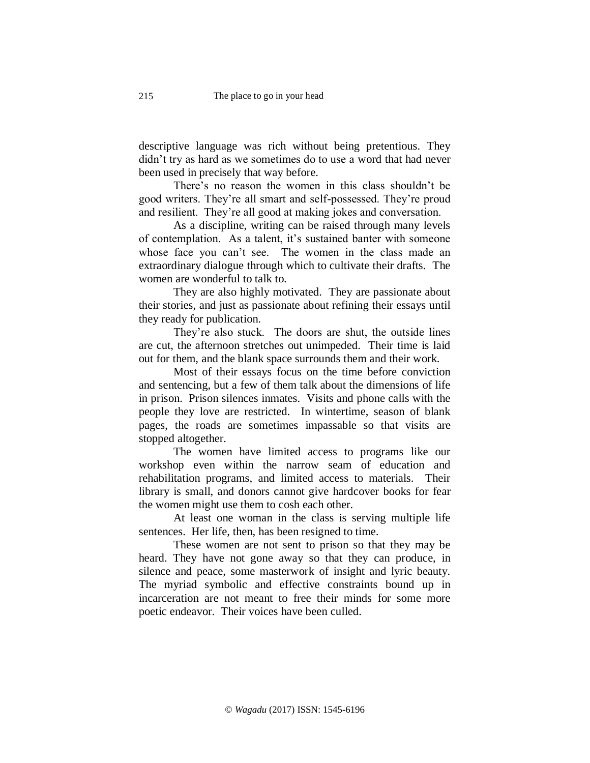descriptive language was rich without being pretentious. They didn't try as hard as we sometimes do to use a word that had never been used in precisely that way before.

There's no reason the women in this class shouldn't be good writers. They're all smart and self-possessed. They're proud and resilient. They're all good at making jokes and conversation.

As a discipline, writing can be raised through many levels of contemplation. As a talent, it's sustained banter with someone whose face you can't see. The women in the class made an extraordinary dialogue through which to cultivate their drafts. The women are wonderful to talk to.

They are also highly motivated. They are passionate about their stories, and just as passionate about refining their essays until they ready for publication.

They're also stuck. The doors are shut, the outside lines are cut, the afternoon stretches out unimpeded. Their time is laid out for them, and the blank space surrounds them and their work.

Most of their essays focus on the time before conviction and sentencing, but a few of them talk about the dimensions of life in prison. Prison silences inmates. Visits and phone calls with the people they love are restricted. In wintertime, season of blank pages, the roads are sometimes impassable so that visits are stopped altogether.

The women have limited access to programs like our workshop even within the narrow seam of education and rehabilitation programs, and limited access to materials. Their library is small, and donors cannot give hardcover books for fear the women might use them to cosh each other.

At least one woman in the class is serving multiple life sentences. Her life, then, has been resigned to time.

These women are not sent to prison so that they may be heard. They have not gone away so that they can produce, in silence and peace, some masterwork of insight and lyric beauty. The myriad symbolic and effective constraints bound up in incarceration are not meant to free their minds for some more poetic endeavor. Their voices have been culled.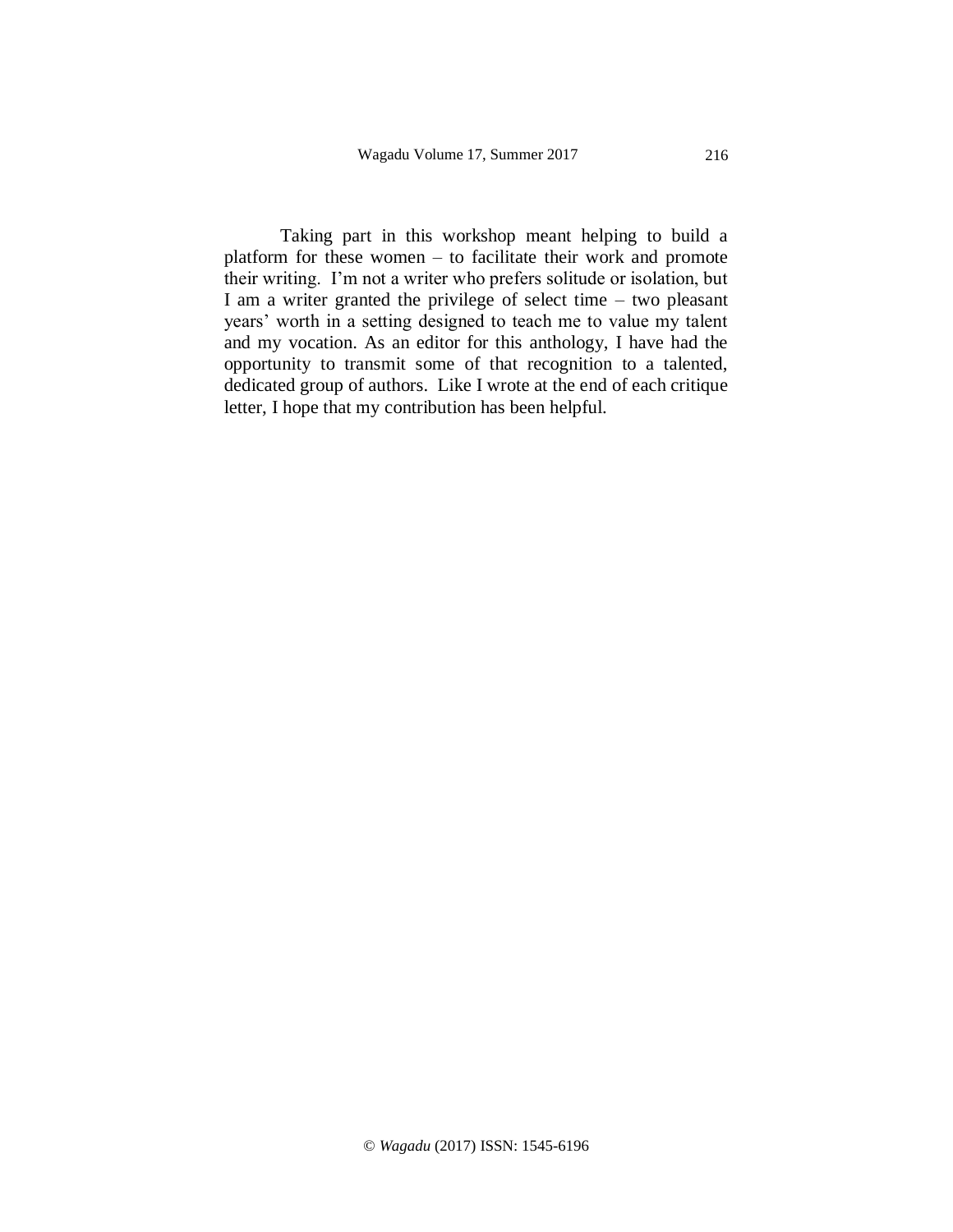Taking part in this workshop meant helping to build a platform for these women – to facilitate their work and promote their writing. I'm not a writer who prefers solitude or isolation, but I am a writer granted the privilege of select time – two pleasant years' worth in a setting designed to teach me to value my talent and my vocation. As an editor for this anthology, I have had the opportunity to transmit some of that recognition to a talented, dedicated group of authors. Like I wrote at the end of each critique letter, I hope that my contribution has been helpful.